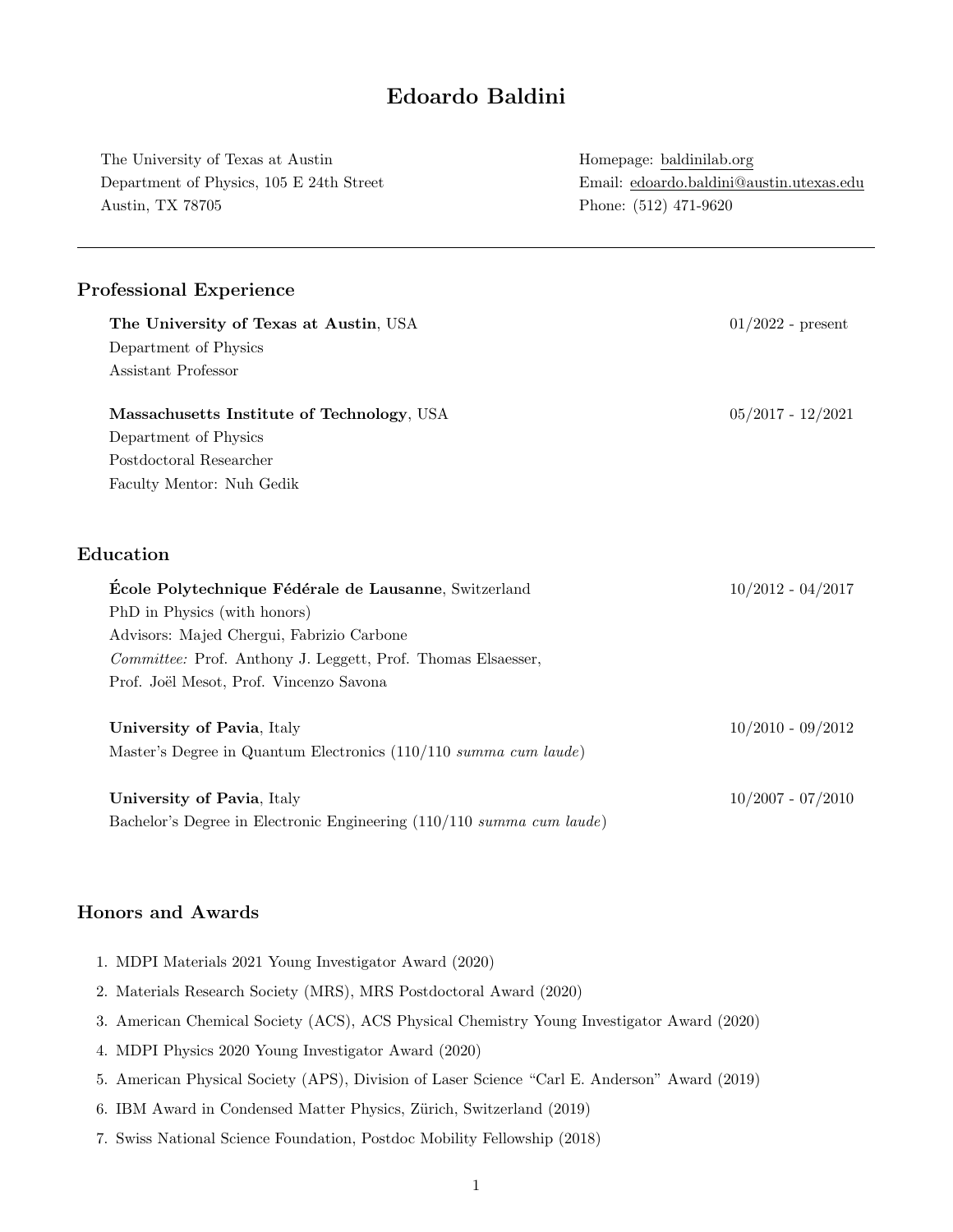# Edoardo Baldini

The University of Texas at Austin
Department of Physics, 105 E 24th Street
Austin, TX 78705

Homepage: baldinilab.org
Email: edoardo.baldini@austin.utexas.edu
Phone: (512) 471-9620

---

## Professional Experience

**The University of Texas at Austin**, USA — 01/2022 - present
Department of Physics
Assistant Professor

**Massachusetts Institute of Technology**, USA — 05/2017 - 12/2021
Department of Physics
Postdoctoral Researcher
Faculty Mentor: Nuh Gedik

## Education

**École Polytechnique Fédérale de Lausanne**, Switzerland — 10/2012 - 04/2017
PhD in Physics (with honors)
Advisors: Majed Chergui, Fabrizio Carbone
*Committee:* Prof. Anthony J. Leggett, Prof. Thomas Elsaesser, Prof. Joël Mesot, Prof. Vincenzo Savona

**University of Pavia**, Italy — 10/2010 - 09/2012
Master's Degree in Quantum Electronics (110/110 *summa cum laude*)

**University of Pavia**, Italy — 10/2007 - 07/2010
Bachelor's Degree in Electronic Engineering (110/110 *summa cum laude*)

## Honors and Awards

1. MDPI Materials 2021 Young Investigator Award (2020)
2. Materials Research Society (MRS), MRS Postdoctoral Award (2020)
3. American Chemical Society (ACS), ACS Physical Chemistry Young Investigator Award (2020)
4. MDPI Physics 2020 Young Investigator Award (2020)
5. American Physical Society (APS), Division of Laser Science "Carl E. Anderson" Award (2019)
6. IBM Award in Condensed Matter Physics, Zürich, Switzerland (2019)
7. Swiss National Science Foundation, Postdoc Mobility Fellowship (2018)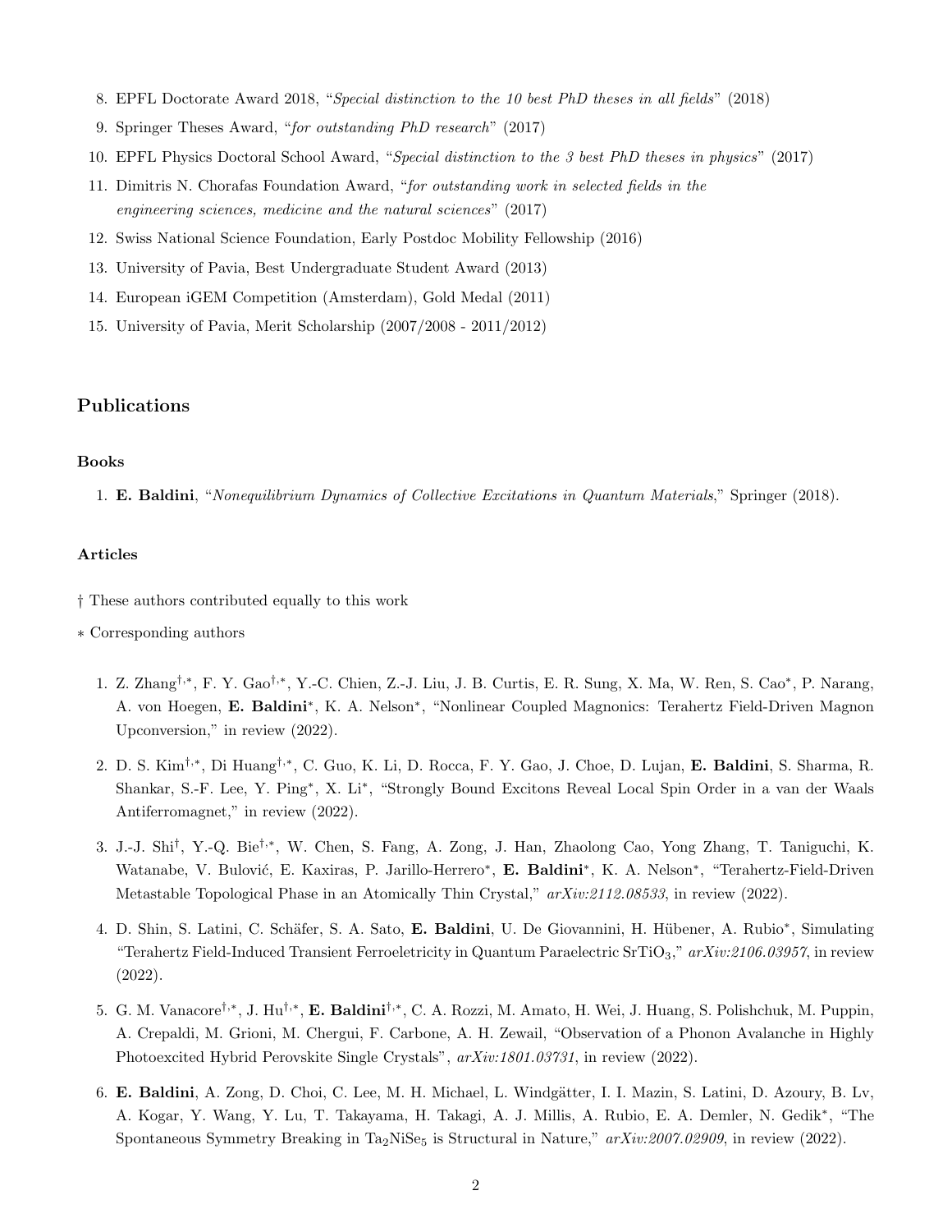8. EPFL Doctorate Award 2018, "*Special distinction to the 10 best PhD theses in all fields*" (2018)
9. Springer Theses Award, "*for outstanding PhD research*" (2017)
10. EPFL Physics Doctoral School Award, "*Special distinction to the 3 best PhD theses in physics*" (2017)
11. Dimitris N. Chorafas Foundation Award, "*for outstanding work in selected fields in the engineering sciences, medicine and the natural sciences*" (2017)
12. Swiss National Science Foundation, Early Postdoc Mobility Fellowship (2016)
13. University of Pavia, Best Undergraduate Student Award (2013)
14. European iGEM Competition (Amsterdam), Gold Medal (2011)
15. University of Pavia, Merit Scholarship (2007/2008 - 2011/2012)

## Publications

### Books

1. **E. Baldini**, "*Nonequilibrium Dynamics of Collective Excitations in Quantum Materials*," Springer (2018).

### Articles

† These authors contributed equally to this work

∗ Corresponding authors

1. Z. Zhang[†,∗], F. Y. Gao[†,∗], Y.-C. Chien, Z.-J. Liu, J. B. Curtis, E. R. Sung, X. Ma, W. Ren, S. Cao[∗], P. Narang, A. von Hoegen, **E. Baldini**[∗], K. A. Nelson[∗], "Nonlinear Coupled Magnonics: Terahertz Field-Driven Magnon Upconversion," in review (2022).
2. D. S. Kim[†,∗], Di Huang[†,∗], C. Guo, K. Li, D. Rocca, F. Y. Gao, J. Choe, D. Lujan, **E. Baldini**, S. Sharma, R. Shankar, S.-F. Lee, Y. Ping[∗], X. Li[∗], "Strongly Bound Excitons Reveal Local Spin Order in a van der Waals Antiferromagnet," in review (2022).
3. J.-J. Shi[†], Y.-Q. Bie[†,∗], W. Chen, S. Fang, A. Zong, J. Han, Zhaolong Cao, Yong Zhang, T. Taniguchi, K. Watanabe, V. Bulović, E. Kaxiras, P. Jarillo-Herrero[∗], **E. Baldini**[∗], K. A. Nelson[∗], "Terahertz-Field-Driven Metastable Topological Phase in an Atomically Thin Crystal," *arXiv:2112.08533*, in review (2022).
4. D. Shin, S. Latini, C. Schäfer, S. A. Sato, **E. Baldini**, U. De Giovannini, H. Hübener, A. Rubio[∗], Simulating "Terahertz Field-Induced Transient Ferroeletricity in Quantum Paraelectric $SrTiO_3$," *arXiv:2106.03957*, in review (2022).
5. G. M. Vanacore[†,∗], J. Hu[†,∗], **E. Baldini**[†,∗], C. A. Rozzi, M. Amato, H. Wei, J. Huang, S. Polishchuk, M. Puppin, A. Crepaldi, M. Grioni, M. Chergui, F. Carbone, A. H. Zewail, "Observation of a Phonon Avalanche in Highly Photoexcited Hybrid Perovskite Single Crystals", *arXiv:1801.03731*, in review (2022).
6. **E. Baldini**, A. Zong, D. Choi, C. Lee, M. H. Michael, L. Windgätter, I. I. Mazin, S. Latini, D. Azoury, B. Lv, A. Kogar, Y. Wang, Y. Lu, T. Takayama, H. Takagi, A. J. Millis, A. Rubio, E. A. Demler, N. Gedik[∗], "The Spontaneous Symmetry Breaking in $Ta_2NiSe_5$ is Structural in Nature," *arXiv:2007.02909*, in review (2022).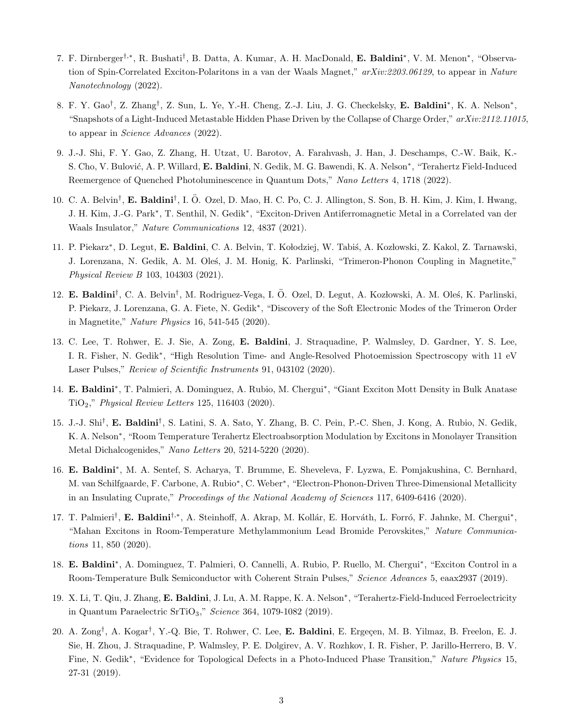7. F. Dirnberger[†,*], R. Bushati[†], B. Datta, A. Kumar, A. H. MacDonald, **E. Baldini***, V. M. Menon*, "Observation of Spin-Correlated Exciton-Polaritons in a van der Waals Magnet," *arXiv:2203.06129*, to appear in *Nature Nanotechnology* (2022).

8. F. Y. Gao[†], Z. Zhang[†], Z. Sun, L. Ye, Y.-H. Cheng, Z.-J. Liu, J. G. Checkelsky, **E. Baldini***, K. A. Nelson*, "Snapshots of a Light-Induced Metastable Hidden Phase Driven by the Collapse of Charge Order," *arXiv:2112.11015*, to appear in *Science Advances* (2022).

9. J.-J. Shi, F. Y. Gao, Z. Zhang, H. Utzat, U. Barotov, A. Farahvash, J. Han, J. Deschamps, C.-W. Baik, K.-S. Cho, V. Bulović, A. P. Willard, **E. Baldini**, N. Gedik, M. G. Bawendi, K. A. Nelson*, "Terahertz Field-Induced Reemergence of Quenched Photoluminescence in Quantum Dots," *Nano Letters* 4, 1718 (2022).

10. C. A. Belvin[†], **E. Baldini**[†], I. Ö. Ozel, D. Mao, H. C. Po, C. J. Allington, S. Son, B. H. Kim, J. Kim, I. Hwang, J. H. Kim, J.-G. Park*, T. Senthil, N. Gedik*, "Exciton-Driven Antiferromagnetic Metal in a Correlated van der Waals Insulator," *Nature Communications* 12, 4837 (2021).

11. P. Piekarz*, D. Legut, **E. Baldini**, C. A. Belvin, T. Kołodziej, W. Tabiś, A. Kozłowski, Z. Kakol, Z. Tarnawski, J. Lorenzana, N. Gedik, A. M. Oleś, J. M. Honig, K. Parlinski, "Trimeron-Phonon Coupling in Magnetite," *Physical Review B* 103, 104303 (2021).

12. **E. Baldini**[†], C. A. Belvin[†], M. Rodriguez-Vega, I. Ö. Ozel, D. Legut, A. Kozłowski, A. M. Oleś, K. Parlinski, P. Piekarz, J. Lorenzana, G. A. Fiete, N. Gedik*, "Discovery of the Soft Electronic Modes of the Trimeron Order in Magnetite," *Nature Physics* 16, 541-545 (2020).

13. C. Lee, T. Rohwer, E. J. Sie, A. Zong, **E. Baldini**, J. Straquadine, P. Walmsley, D. Gardner, Y. S. Lee, I. R. Fisher, N. Gedik*, "High Resolution Time- and Angle-Resolved Photoemission Spectroscopy with 11 eV Laser Pulses," *Review of Scientific Instruments* 91, 043102 (2020).

14. **E. Baldini***, T. Palmieri, A. Dominguez, A. Rubio, M. Chergui*, "Giant Exciton Mott Density in Bulk Anatase $TiO_2$," *Physical Review Letters* 125, 116403 (2020).

15. J.-J. Shi[†], **E. Baldini**[†], S. Latini, S. A. Sato, Y. Zhang, B. C. Pein, P.-C. Shen, J. Kong, A. Rubio, N. Gedik, K. A. Nelson*, "Room Temperature Terahertz Electroabsorption Modulation by Excitons in Monolayer Transition Metal Dichalcogenides," *Nano Letters* 20, 5214-5220 (2020).

16. **E. Baldini***, M. A. Sentef, S. Acharya, T. Brumme, E. Sheveleva, F. Lyzwa, E. Pomjakushina, C. Bernhard, M. van Schilfgaarde, F. Carbone, A. Rubio*, C. Weber*, "Electron-Phonon-Driven Three-Dimensional Metallicity in an Insulating Cuprate," *Proceedings of the National Academy of Sciences* 117, 6409-6416 (2020).

17. T. Palmieri[†], **E. Baldini**[†,*], A. Steinhoff, A. Akrap, M. Kollár, E. Horváth, L. Forró, F. Jahnke, M. Chergui*, "Mahan Excitons in Room-Temperature Methylammonium Lead Bromide Perovskites," *Nature Communications* 11, 850 (2020).

18. **E. Baldini***, A. Dominguez, T. Palmieri, O. Cannelli, A. Rubio, P. Ruello, M. Chergui*, "Exciton Control in a Room-Temperature Bulk Semiconductor with Coherent Strain Pulses," *Science Advances* 5, eaax2937 (2019).

19. X. Li, T. Qiu, J. Zhang, **E. Baldini**, J. Lu, A. M. Rappe, K. A. Nelson*, "Terahertz-Field-Induced Ferroelectricity in Quantum Paraelectric $SrTiO_3$," *Science* 364, 1079-1082 (2019).

20. A. Zong[†], A. Kogar[†], Y.-Q. Bie, T. Rohwer, C. Lee, **E. Baldini**, E. Ergeçen, M. B. Yilmaz, B. Freelon, E. J. Sie, H. Zhou, J. Straquadine, P. Walmsley, P. E. Dolgirev, A. V. Rozhkov, I. R. Fisher, P. Jarillo-Herrero, B. V. Fine, N. Gedik*, "Evidence for Topological Defects in a Photo-Induced Phase Transition," *Nature Physics* 15, 27-31 (2019).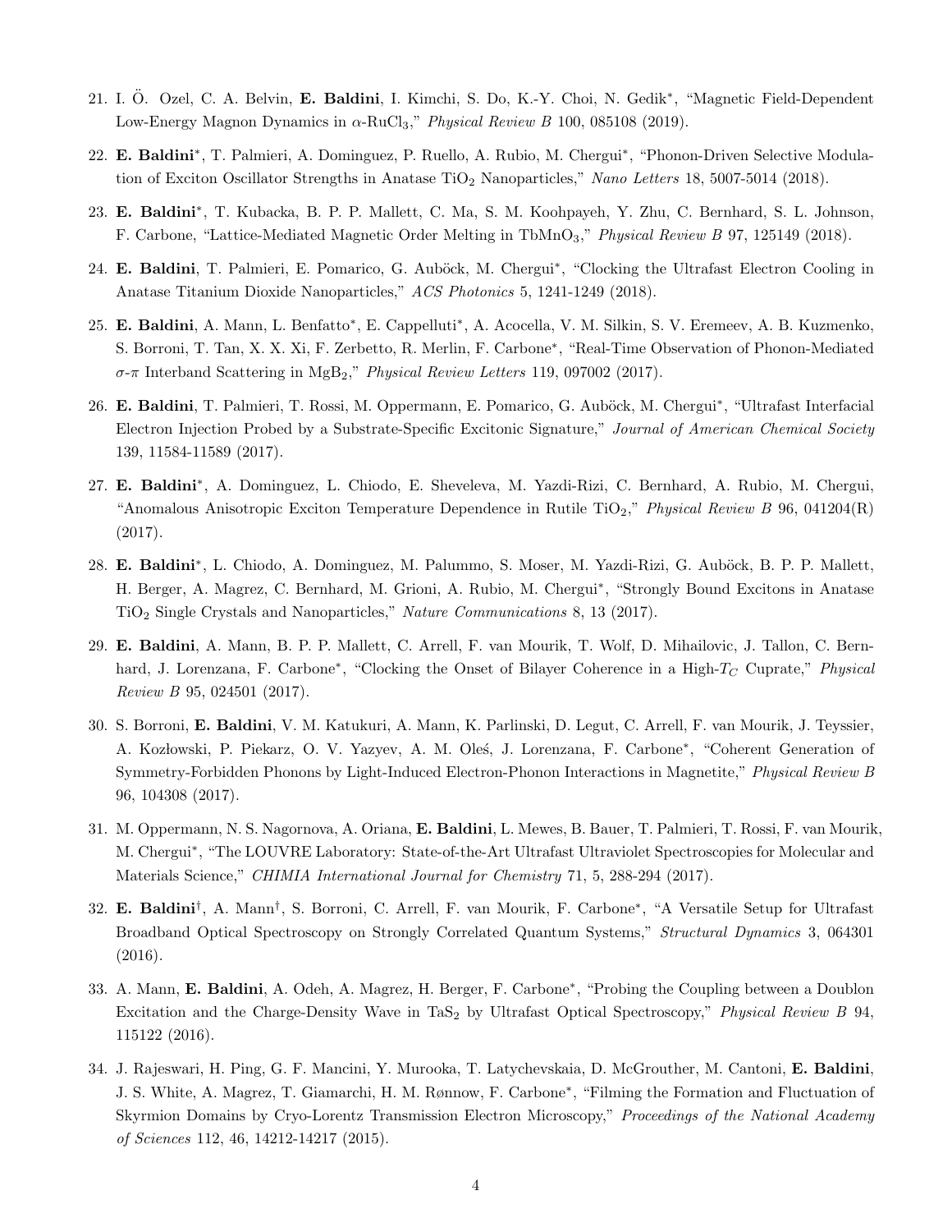21. I. Ö. Ozel, C. A. Belvin, **E. Baldini**, I. Kimchi, S. Do, K.-Y. Choi, N. Gedik*, "Magnetic Field-Dependent Low-Energy Magnon Dynamics in $\alpha$-$RuCl_3$," *Physical Review B* 100, 085108 (2019).

22. **E. Baldini***, T. Palmieri, A. Dominguez, P. Ruello, A. Rubio, M. Chergui*, "Phonon-Driven Selective Modulation of Exciton Oscillator Strengths in Anatase $TiO_2$ Nanoparticles," *Nano Letters* 18, 5007-5014 (2018).

23. **E. Baldini***, T. Kubacka, B. P. P. Mallett, C. Ma, S. M. Koohpayeh, Y. Zhu, C. Bernhard, S. L. Johnson, F. Carbone, "Lattice-Mediated Magnetic Order Melting in $TbMnO_3$," *Physical Review B* 97, 125149 (2018).

24. **E. Baldini**, T. Palmieri, E. Pomarico, G. Auböck, M. Chergui*, "Clocking the Ultrafast Electron Cooling in Anatase Titanium Dioxide Nanoparticles," *ACS Photonics* 5, 1241-1249 (2018).

25. **E. Baldini**, A. Mann, L. Benfatto*, E. Cappelluti*, A. Acocella, V. M. Silkin, S. V. Eremeev, A. B. Kuzmenko, S. Borroni, T. Tan, X. X. Xi, F. Zerbetto, R. Merlin, F. Carbone*, "Real-Time Observation of Phonon-Mediated $\sigma$-$\pi$ Interband Scattering in $MgB_2$," *Physical Review Letters* 119, 097002 (2017).

26. **E. Baldini**, T. Palmieri, T. Rossi, M. Oppermann, E. Pomarico, G. Auböck, M. Chergui*, "Ultrafast Interfacial Electron Injection Probed by a Substrate-Specific Excitonic Signature," *Journal of American Chemical Society* 139, 11584-11589 (2017).

27. **E. Baldini***, A. Dominguez, L. Chiodo, E. Sheveleva, M. Yazdi-Rizi, C. Bernhard, A. Rubio, M. Chergui, "Anomalous Anisotropic Exciton Temperature Dependence in Rutile $TiO_2$," *Physical Review B* 96, 041204(R) (2017).

28. **E. Baldini***, L. Chiodo, A. Dominguez, M. Palummo, S. Moser, M. Yazdi-Rizi, G. Auböck, B. P. P. Mallett, H. Berger, A. Magrez, C. Bernhard, M. Grioni, A. Rubio, M. Chergui*, "Strongly Bound Excitons in Anatase $TiO_2$ Single Crystals and Nanoparticles," *Nature Communications* 8, 13 (2017).

29. **E. Baldini**, A. Mann, B. P. P. Mallett, C. Arrell, F. van Mourik, T. Wolf, D. Mihailovic, J. Tallon, C. Bernhard, J. Lorenzana, F. Carbone*, "Clocking the Onset of Bilayer Coherence in a High-$T_C$ Cuprate," *Physical Review B* 95, 024501 (2017).

30. S. Borroni, **E. Baldini**, V. M. Katukuri, A. Mann, K. Parlinski, D. Legut, C. Arrell, F. van Mourik, J. Teyssier, A. Kozłowski, P. Piekarz, O. V. Yazyev, A. M. Oleś, J. Lorenzana, F. Carbone*, "Coherent Generation of Symmetry-Forbidden Phonons by Light-Induced Electron-Phonon Interactions in Magnetite," *Physical Review B* 96, 104308 (2017).

31. M. Oppermann, N. S. Nagornova, A. Oriana, **E. Baldini**, L. Mewes, B. Bauer, T. Palmieri, T. Rossi, F. van Mourik, M. Chergui*, "The LOUVRE Laboratory: State-of-the-Art Ultrafast Ultraviolet Spectroscopies for Molecular and Materials Science," *CHIMIA International Journal for Chemistry* 71, 5, 288-294 (2017).

32. **E. Baldini**†, A. Mann†, S. Borroni, C. Arrell, F. van Mourik, F. Carbone*, "A Versatile Setup for Ultrafast Broadband Optical Spectroscopy on Strongly Correlated Quantum Systems," *Structural Dynamics* 3, 064301 (2016).

33. A. Mann, **E. Baldini**, A. Odeh, A. Magrez, H. Berger, F. Carbone*, "Probing the Coupling between a Doublon Excitation and the Charge-Density Wave in $TaS_2$ by Ultrafast Optical Spectroscopy," *Physical Review B* 94, 115122 (2016).

34. J. Rajeswari, H. Ping, G. F. Mancini, Y. Murooka, T. Latychevskaia, D. McGrouther, M. Cantoni, **E. Baldini**, J. S. White, A. Magrez, T. Giamarchi, H. M. Rønnow, F. Carbone*, "Filming the Formation and Fluctuation of Skyrmion Domains by Cryo-Lorentz Transmission Electron Microscopy," *Proceedings of the National Academy of Sciences* 112, 46, 14212-14217 (2015).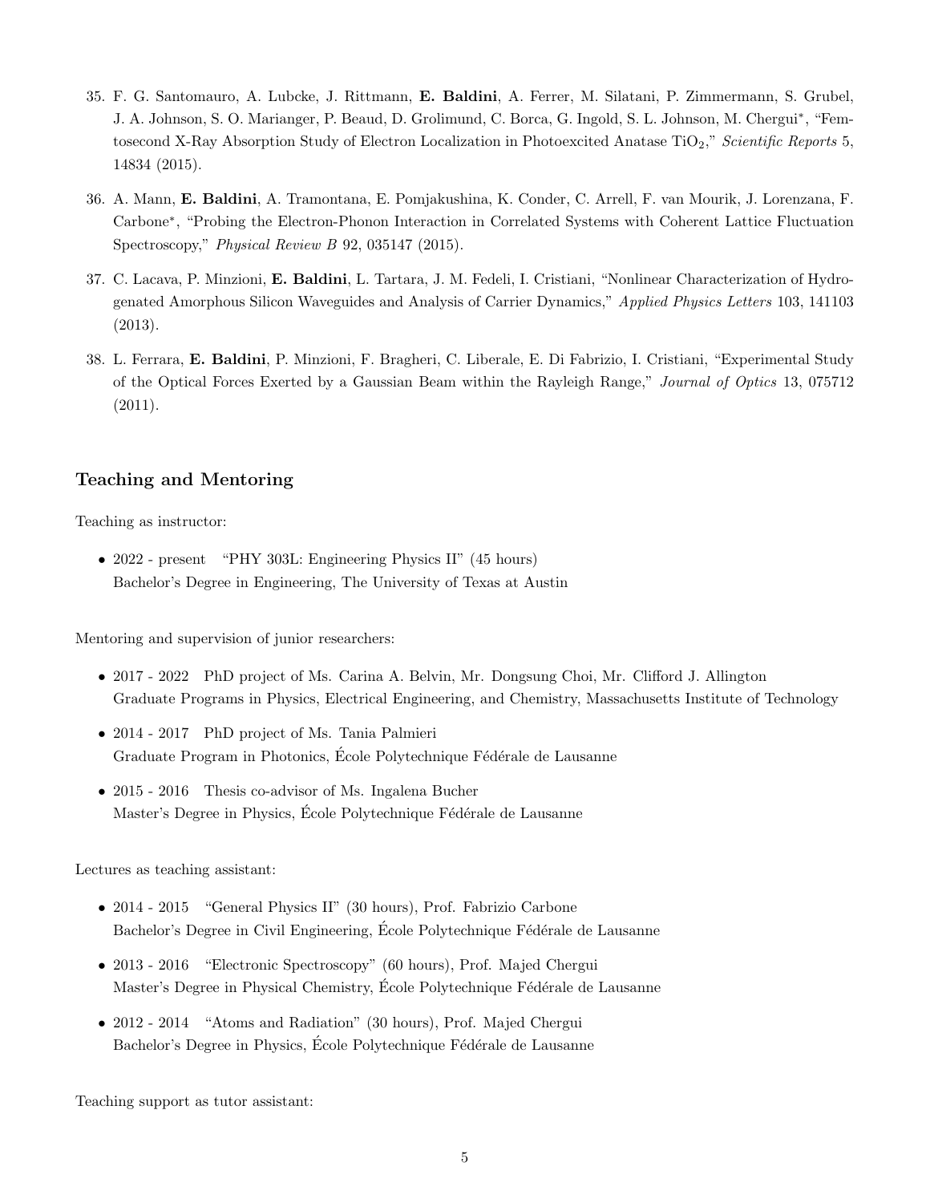35. F. G. Santomauro, A. Lubcke, J. Rittmann, **E. Baldini**, A. Ferrer, M. Silatani, P. Zimmermann, S. Grubel, J. A. Johnson, S. O. Mariager, P. Beaud, D. Grolimund, C. Borca, G. Ingold, S. L. Johnson, M. Chergui*, "Femtosecond X-Ray Absorption Study of Electron Localization in Photoexcited Anatase $TiO_2$," *Scientific Reports* 5, 14834 (2015).

36. A. Mann, **E. Baldini**, A. Tramontana, E. Pomjakushina, K. Conder, C. Arrell, F. van Mourik, J. Lorenzana, F. Carbone*, "Probing the Electron-Phonon Interaction in Correlated Systems with Coherent Lattice Fluctuation Spectroscopy," *Physical Review B* 92, 035147 (2015).

37. C. Lacava, P. Minzioni, **E. Baldini**, L. Tartara, J. M. Fedeli, I. Cristiani, "Nonlinear Characterization of Hydrogenated Amorphous Silicon Waveguides and Analysis of Carrier Dynamics," *Applied Physics Letters* 103, 141103 (2013).

38. L. Ferrara, **E. Baldini**, P. Minzioni, F. Bragheri, C. Liberale, E. Di Fabrizio, I. Cristiani, "Experimental Study of the Optical Forces Exerted by a Gaussian Beam within the Rayleigh Range," *Journal of Optics* 13, 075712 (2011).

## Teaching and Mentoring

Teaching as instructor:

- 2022 - present "PHY 303L: Engineering Physics II" (45 hours)
  Bachelor's Degree in Engineering, The University of Texas at Austin

Mentoring and supervision of junior researchers:

- 2017 - 2022 PhD project of Ms. Carina A. Belvin, Mr. Dongsung Choi, Mr. Clifford J. Allington
  Graduate Programs in Physics, Electrical Engineering, and Chemistry, Massachusetts Institute of Technology
- 2014 - 2017 PhD project of Ms. Tania Palmieri
  Graduate Program in Photonics, École Polytechnique Fédérale de Lausanne
- 2015 - 2016 Thesis co-advisor of Ms. Ingalena Bucher
  Master's Degree in Physics, École Polytechnique Fédérale de Lausanne

Lectures as teaching assistant:

- 2014 - 2015 "General Physics II" (30 hours), Prof. Fabrizio Carbone
  Bachelor's Degree in Civil Engineering, École Polytechnique Fédérale de Lausanne
- 2013 - 2016 "Electronic Spectroscopy" (60 hours), Prof. Majed Chergui
  Master's Degree in Physical Chemistry, École Polytechnique Fédérale de Lausanne
- 2012 - 2014 "Atoms and Radiation" (30 hours), Prof. Majed Chergui
  Bachelor's Degree in Physics, École Polytechnique Fédérale de Lausanne

Teaching support as tutor assistant: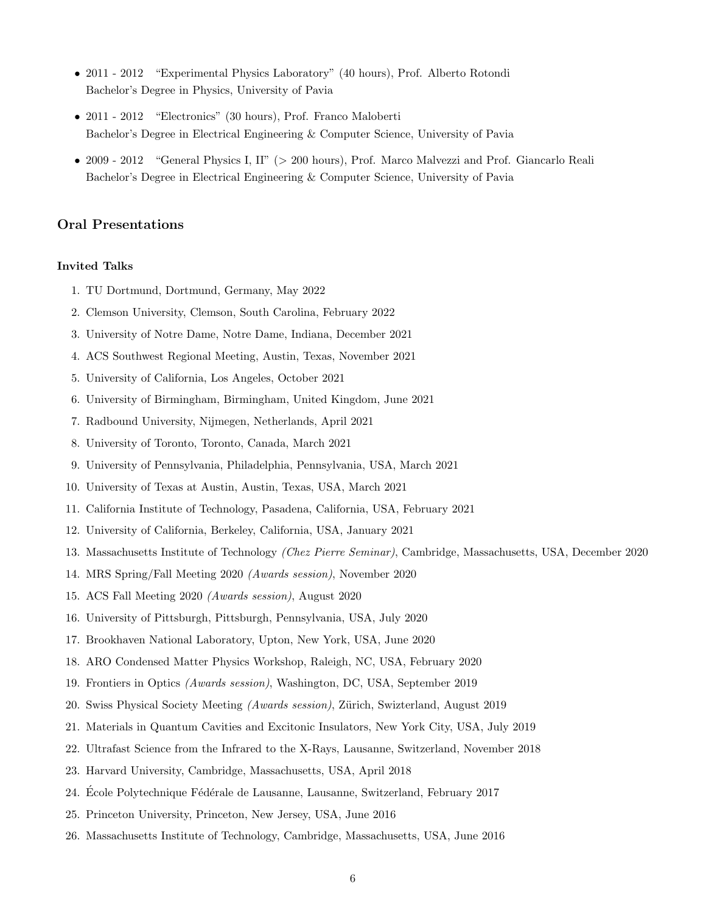- 2011 - 2012 "Experimental Physics Laboratory" (40 hours), Prof. Alberto Rotondi
  Bachelor's Degree in Physics, University of Pavia

- 2011 - 2012 "Electronics" (30 hours), Prof. Franco Maloberti
  Bachelor's Degree in Electrical Engineering & Computer Science, University of Pavia

- 2009 - 2012 "General Physics I, II" (> 200 hours), Prof. Marco Malvezzi and Prof. Giancarlo Reali
  Bachelor's Degree in Electrical Engineering & Computer Science, University of Pavia

## Oral Presentations

### Invited Talks

1. TU Dortmund, Dortmund, Germany, May 2022
2. Clemson University, Clemson, South Carolina, February 2022
3. University of Notre Dame, Notre Dame, Indiana, December 2021
4. ACS Southwest Regional Meeting, Austin, Texas, November 2021
5. University of California, Los Angeles, October 2021
6. University of Birmingham, Birmingham, United Kingdom, June 2021
7. Radbound University, Nijmegen, Netherlands, April 2021
8. University of Toronto, Toronto, Canada, March 2021
9. University of Pennsylvania, Philadelphia, Pennsylvania, USA, March 2021
10. University of Texas at Austin, Austin, Texas, USA, March 2021
11. California Institute of Technology, Pasadena, California, USA, February 2021
12. University of California, Berkeley, California, USA, January 2021
13. Massachusetts Institute of Technology *(Chez Pierre Seminar)*, Cambridge, Massachusetts, USA, December 2020
14. MRS Spring/Fall Meeting 2020 *(Awards session)*, November 2020
15. ACS Fall Meeting 2020 *(Awards session)*, August 2020
16. University of Pittsburgh, Pittsburgh, Pennsylvania, USA, July 2020
17. Brookhaven National Laboratory, Upton, New York, USA, June 2020
18. ARO Condensed Matter Physics Workshop, Raleigh, NC, USA, February 2020
19. Frontiers in Optics *(Awards session)*, Washington, DC, USA, September 2019
20. Swiss Physical Society Meeting *(Awards session)*, Zürich, Switzerland, August 2019
21. Materials in Quantum Cavities and Excitonic Insulators, New York City, USA, July 2019
22. Ultrafast Science from the Infrared to the X-Rays, Lausanne, Switzerland, November 2018
23. Harvard University, Cambridge, Massachusetts, USA, April 2018
24. École Polytechnique Fédérale de Lausanne, Lausanne, Switzerland, February 2017
25. Princeton University, Princeton, New Jersey, USA, June 2016
26. Massachusetts Institute of Technology, Cambridge, Massachusetts, USA, June 2016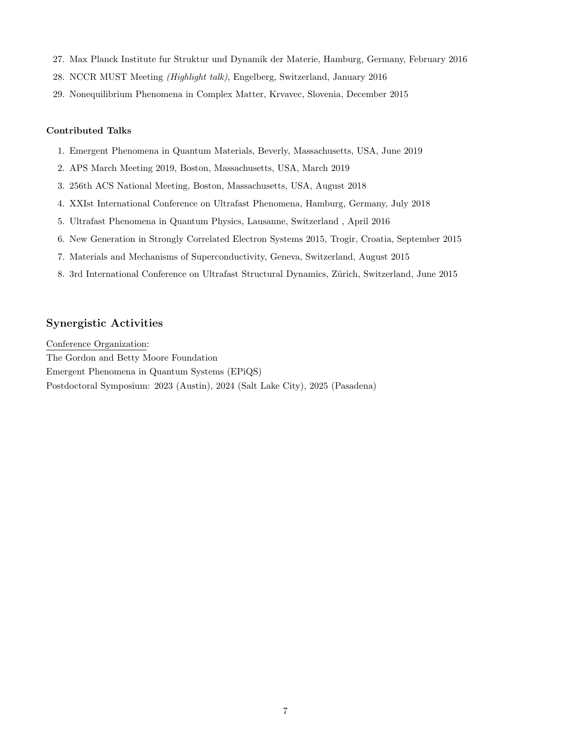27. Max Planck Institute fur Struktur und Dynamik der Materie, Hamburg, Germany, February 2016
28. NCCR MUST Meeting *(Highlight talk)*, Engelberg, Switzerland, January 2016
29. Nonequilibrium Phenomena in Complex Matter, Krvavec, Slovenia, December 2015

**Contributed Talks**

1. Emergent Phenomena in Quantum Materials, Beverly, Massachusetts, USA, June 2019
2. APS March Meeting 2019, Boston, Massachusetts, USA, March 2019
3. 256th ACS National Meeting, Boston, Massachusetts, USA, August 2018
4. XXIst International Conference on Ultrafast Phenomena, Hamburg, Germany, July 2018
5. Ultrafast Phenomena in Quantum Physics, Lausanne, Switzerland , April 2016
6. New Generation in Strongly Correlated Electron Systems 2015, Trogir, Croatia, September 2015
7. Materials and Mechanisms of Superconductivity, Geneva, Switzerland, August 2015
8. 3rd International Conference on Ultrafast Structural Dynamics, Zürich, Switzerland, June 2015

## Synergistic Activities

Conference Organization:
The Gordon and Betty Moore Foundation
Emergent Phenomena in Quantum Systems (EPiQS)
Postdoctoral Symposium: 2023 (Austin), 2024 (Salt Lake City), 2025 (Pasadena)